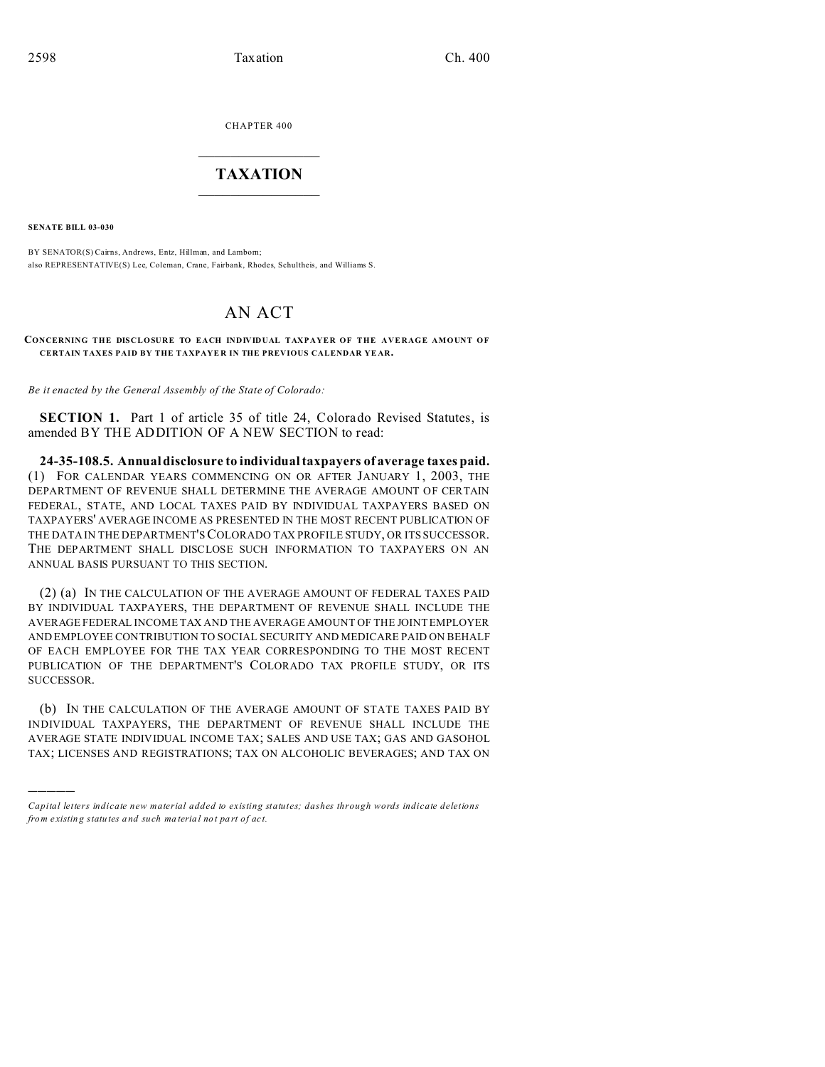CHAPTER 400

# TAXATION

**SENATE BILL 03-030**

BY SENATOR(S) Cairns, Andrews, Entz, Hillman, and Lamborn;
also REPRESENTATIVE(S) Lee, Coleman, Crane, Fairbank, Rhodes, Schultheis, and Williams S.

# AN ACT

**CONCERNING THE DISCLOSURE TO EACH INDIVIDUAL TAXPAYER OF THE AVERAGE AMOUNT OF CERTAIN TAXES PAID BY THE TAXPAYER IN THE PREVIOUS CALENDAR YEAR.**

*Be it enacted by the General Assembly of the State of Colorado:*

**SECTION 1.** Part 1 of article 35 of title 24, Colorado Revised Statutes, is amended BY THE ADDITION OF A NEW SECTION to read:

**24-35-108.5. Annual disclosure to individual taxpayers of average taxes paid.** (1) FOR CALENDAR YEARS COMMENCING ON OR AFTER JANUARY 1, 2003, THE DEPARTMENT OF REVENUE SHALL DETERMINE THE AVERAGE AMOUNT OF CERTAIN FEDERAL, STATE, AND LOCAL TAXES PAID BY INDIVIDUAL TAXPAYERS BASED ON TAXPAYERS' AVERAGE INCOME AS PRESENTED IN THE MOST RECENT PUBLICATION OF THE DATA IN THE DEPARTMENT'S COLORADO TAX PROFILE STUDY, OR ITS SUCCESSOR. THE DEPARTMENT SHALL DISCLOSE SUCH INFORMATION TO TAXPAYERS ON AN ANNUAL BASIS PURSUANT TO THIS SECTION.

(2) (a) IN THE CALCULATION OF THE AVERAGE AMOUNT OF FEDERAL TAXES PAID BY INDIVIDUAL TAXPAYERS, THE DEPARTMENT OF REVENUE SHALL INCLUDE THE AVERAGE FEDERAL INCOME TAX AND THE AVERAGE AMOUNT OF THE JOINT EMPLOYER AND EMPLOYEE CONTRIBUTION TO SOCIAL SECURITY AND MEDICARE PAID ON BEHALF OF EACH EMPLOYEE FOR THE TAX YEAR CORRESPONDING TO THE MOST RECENT PUBLICATION OF THE DEPARTMENT'S COLORADO TAX PROFILE STUDY, OR ITS SUCCESSOR.

(b) IN THE CALCULATION OF THE AVERAGE AMOUNT OF STATE TAXES PAID BY INDIVIDUAL TAXPAYERS, THE DEPARTMENT OF REVENUE SHALL INCLUDE THE AVERAGE STATE INDIVIDUAL INCOME TAX; SALES AND USE TAX; GAS AND GASOHOL TAX; LICENSES AND REGISTRATIONS; TAX ON ALCOHOLIC BEVERAGES; AND TAX ON

---

*Capital letters indicate new material added to existing statutes; dashes through words indicate deletions from existing statutes and such material not part of act.*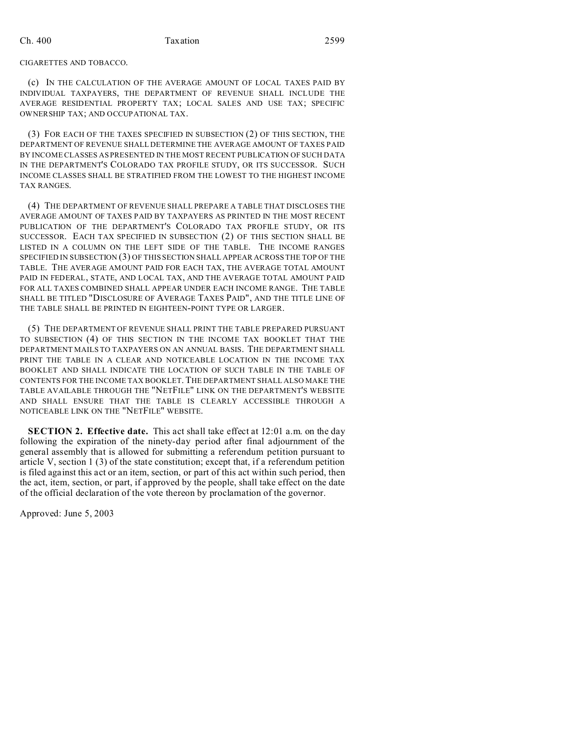CIGARETTES AND TOBACCO.

(c) IN THE CALCULATION OF THE AVERAGE AMOUNT OF LOCAL TAXES PAID BY INDIVIDUAL TAXPAYERS, THE DEPARTMENT OF REVENUE SHALL INCLUDE THE AVERAGE RESIDENTIAL PROPERTY TAX; LOCAL SALES AND USE TAX; SPECIFIC OWNERSHIP TAX; AND OCCUPATIONAL TAX.

(3) FOR EACH OF THE TAXES SPECIFIED IN SUBSECTION (2) OF THIS SECTION, THE DEPARTMENT OF REVENUE SHALL DETERMINE THE AVERAGE AMOUNT OF TAXES PAID BY INCOME CLASSES AS PRESENTED IN THE MOST RECENT PUBLICATION OF SUCH DATA IN THE DEPARTMENT'S COLORADO TAX PROFILE STUDY, OR ITS SUCCESSOR. SUCH INCOME CLASSES SHALL BE STRATIFIED FROM THE LOWEST TO THE HIGHEST INCOME TAX RANGES.

(4) THE DEPARTMENT OF REVENUE SHALL PREPARE A TABLE THAT DISCLOSES THE AVERAGE AMOUNT OF TAXES PAID BY TAXPAYERS AS PRINTED IN THE MOST RECENT PUBLICATION OF THE DEPARTMENT'S COLORADO TAX PROFILE STUDY, OR ITS SUCCESSOR. EACH TAX SPECIFIED IN SUBSECTION (2) OF THIS SECTION SHALL BE LISTED IN A COLUMN ON THE LEFT SIDE OF THE TABLE. THE INCOME RANGES SPECIFIED IN SUBSECTION (3) OF THIS SECTION SHALL APPEAR ACROSS THE TOP OF THE TABLE. THE AVERAGE AMOUNT PAID FOR EACH TAX, THE AVERAGE TOTAL AMOUNT PAID IN FEDERAL, STATE, AND LOCAL TAX, AND THE AVERAGE TOTAL AMOUNT PAID FOR ALL TAXES COMBINED SHALL APPEAR UNDER EACH INCOME RANGE. THE TABLE SHALL BE TITLED "DISCLOSURE OF AVERAGE TAXES PAID", AND THE TITLE LINE OF THE TABLE SHALL BE PRINTED IN EIGHTEEN-POINT TYPE OR LARGER.

(5) THE DEPARTMENT OF REVENUE SHALL PRINT THE TABLE PREPARED PURSUANT TO SUBSECTION (4) OF THIS SECTION IN THE INCOME TAX BOOKLET THAT THE DEPARTMENT MAILS TO TAXPAYERS ON AN ANNUAL BASIS. THE DEPARTMENT SHALL PRINT THE TABLE IN A CLEAR AND NOTICEABLE LOCATION IN THE INCOME TAX BOOKLET AND SHALL INDICATE THE LOCATION OF SUCH TABLE IN THE TABLE OF CONTENTS FOR THE INCOME TAX BOOKLET. THE DEPARTMENT SHALL ALSO MAKE THE TABLE AVAILABLE THROUGH THE "NETFILE" LINK ON THE DEPARTMENT'S WEBSITE AND SHALL ENSURE THAT THE TABLE IS CLEARLY ACCESSIBLE THROUGH A NOTICEABLE LINK ON THE "NETFILE" WEBSITE.

**SECTION 2. Effective date.** This act shall take effect at 12:01 a.m. on the day following the expiration of the ninety-day period after final adjournment of the general assembly that is allowed for submitting a referendum petition pursuant to article V, section 1 (3) of the state constitution; except that, if a referendum petition is filed against this act or an item, section, or part of this act within such period, then the act, item, section, or part, if approved by the people, shall take effect on the date of the official declaration of the vote thereon by proclamation of the governor.

Approved: June 5, 2003